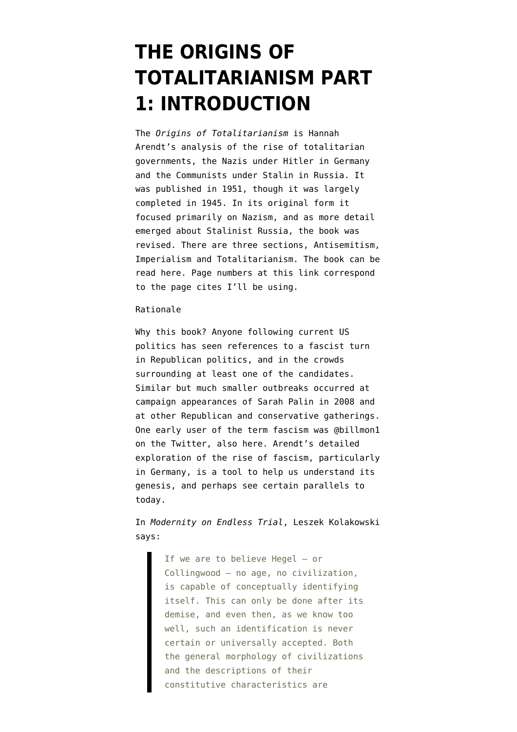# THE ORIGINS OF TOTALITARIANISM PART 1: INTRODUCTION

The *Origins of Totalitarianism* is Hannah Arendt's analysis of the rise of totalitarian governments, the Nazis under Hitler in Germany and the Communists under Stalin in Russia. It was published in 1951, though it was largely completed in 1945. In its original form it focused primarily on Nazism, and as more detail emerged about Stalinist Russia, the book was revised. There are three sections, Antisemitism, Imperialism and Totalitarianism. The book can be read here. Page numbers at this link correspond to the page cites I'll be using.

Rationale

Why this book? Anyone following current US politics has seen references to a fascist turn in Republican politics, and in the crowds surrounding at least one of the candidates. Similar but much smaller outbreaks occurred at campaign appearances of Sarah Palin in 2008 and at other Republican and conservative gatherings. One early user of the term fascism was @billmon1 on the Twitter, also here. Arendt's detailed exploration of the rise of fascism, particularly in Germany, is a tool to help us understand its genesis, and perhaps see certain parallels to today.

In *Modernity on Endless Trial*, Leszek Kolakowski says:

> If we are to believe Hegel — or Collingwood — no age, no civilization, is capable of conceptually identifying itself. This can only be done after its demise, and even then, as we know too well, such an identification is never certain or universally accepted. Both the general morphology of civilizations and the descriptions of their constitutive characteristics are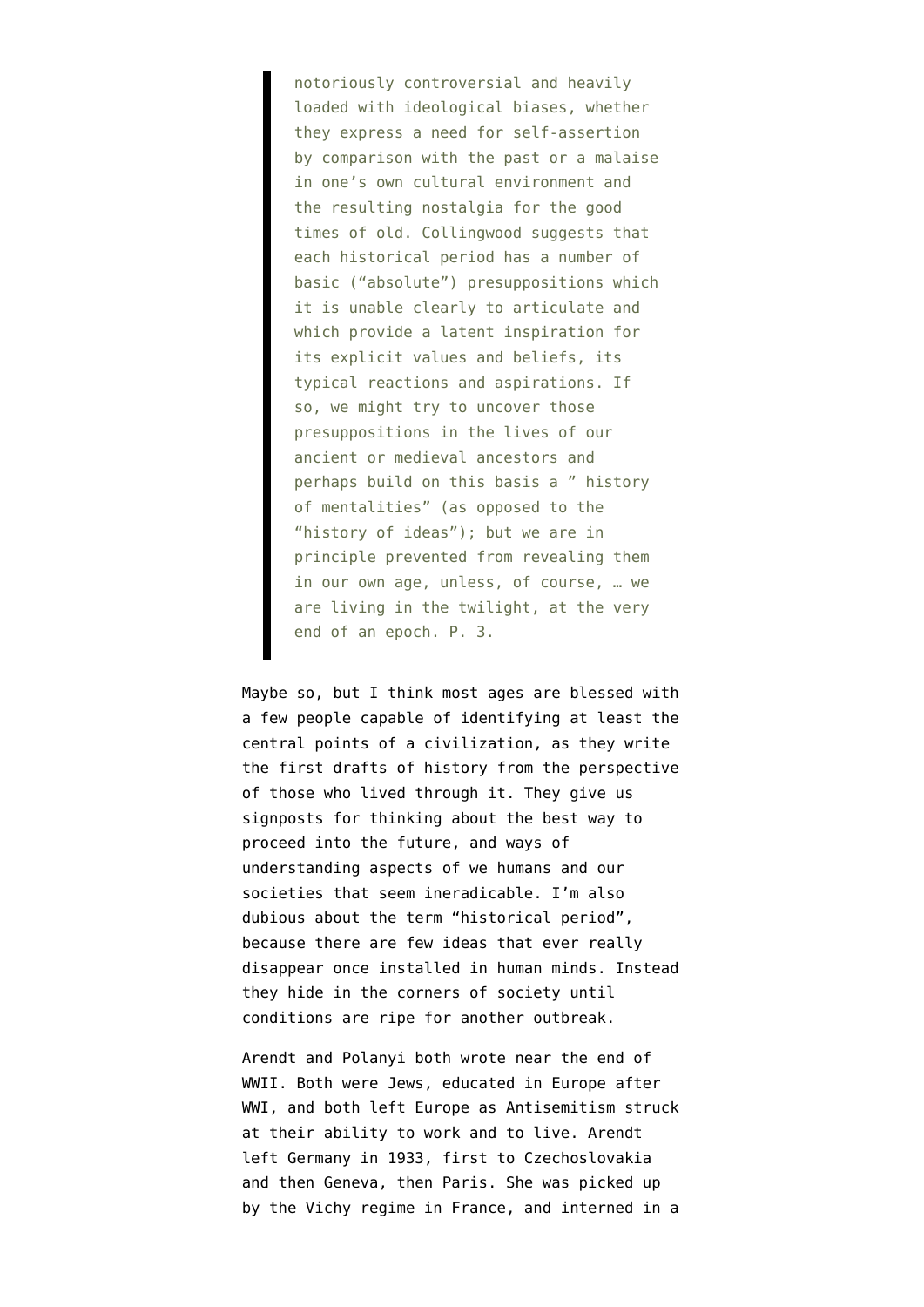> notoriously controversial and heavily loaded with ideological biases, whether they express a need for self-assertion by comparison with the past or a malaise in one's own cultural environment and the resulting nostalgia for the good times of old. Collingwood suggests that each historical period has a number of basic ("absolute") presuppositions which it is unable clearly to articulate and which provide a latent inspiration for its explicit values and beliefs, its typical reactions and aspirations. If so, we might try to uncover those presuppositions in the lives of our ancient or medieval ancestors and perhaps build on this basis a " history of mentalities" (as opposed to the "history of ideas"); but we are in principle prevented from revealing them in our own age, unless, of course, … we are living in the twilight, at the very end of an epoch. P. 3.

Maybe so, but I think most ages are blessed with a few people capable of identifying at least the central points of a civilization, as they write the first drafts of history from the perspective of those who lived through it. They give us signposts for thinking about the best way to proceed into the future, and ways of understanding aspects of we humans and our societies that seem ineradicable. I'm also dubious about the term "historical period", because there are few ideas that ever really disappear once installed in human minds. Instead they hide in the corners of society until conditions are ripe for another outbreak.

Arendt and Polanyi both wrote near the end of WWII. Both were Jews, educated in Europe after WWI, and both left Europe as Antisemitism struck at their ability to work and to live. Arendt left Germany in 1933, first to Czechoslovakia and then Geneva, then Paris. She was picked up by the Vichy regime in France, and interned in a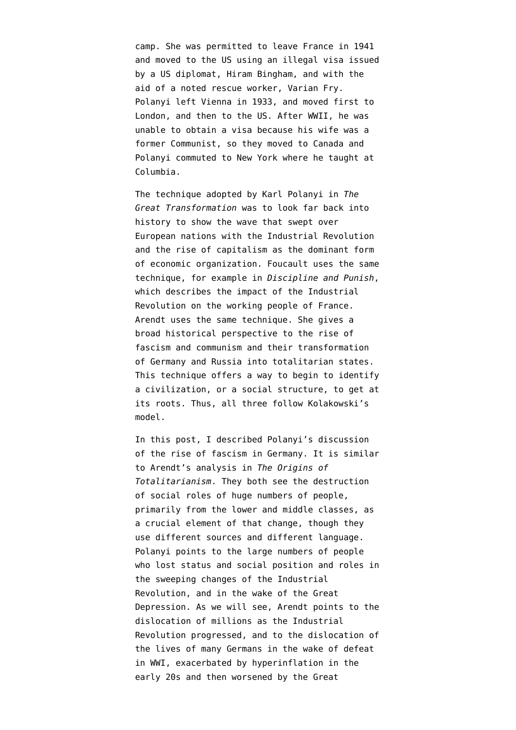camp. She was permitted to leave France in 1941 and moved to the US using an illegal visa issued by a US diplomat, Hiram Bingham, and with the aid of a noted rescue worker, Varian Fry. Polanyi left Vienna in 1933, and moved first to London, and then to the US. After WWII, he was unable to obtain a visa because his wife was a former Communist, so they moved to Canada and Polanyi commuted to New York where he taught at Columbia.

The technique adopted by Karl Polanyi in *The Great Transformation* was to look far back into history to show the wave that swept over European nations with the Industrial Revolution and the rise of capitalism as the dominant form of economic organization. Foucault uses the same technique, for example in *Discipline and Punish*, which describes the impact of the Industrial Revolution on the working people of France. Arendt uses the same technique. She gives a broad historical perspective to the rise of fascism and communism and their transformation of Germany and Russia into totalitarian states. This technique offers a way to begin to identify a civilization, or a social structure, to get at its roots. Thus, all three follow Kolakowski's model.

In this post, I described Polanyi's discussion of the rise of fascism in Germany. It is similar to Arendt's analysis in *The Origins of Totalitarianism*. They both see the destruction of social roles of huge numbers of people, primarily from the lower and middle classes, as a crucial element of that change, though they use different sources and different language. Polanyi points to the large numbers of people who lost status and social position and roles in the sweeping changes of the Industrial Revolution, and in the wake of the Great Depression. As we will see, Arendt points to the dislocation of millions as the Industrial Revolution progressed, and to the dislocation of the lives of many Germans in the wake of defeat in WWI, exacerbated by hyperinflation in the early 20s and then worsened by the Great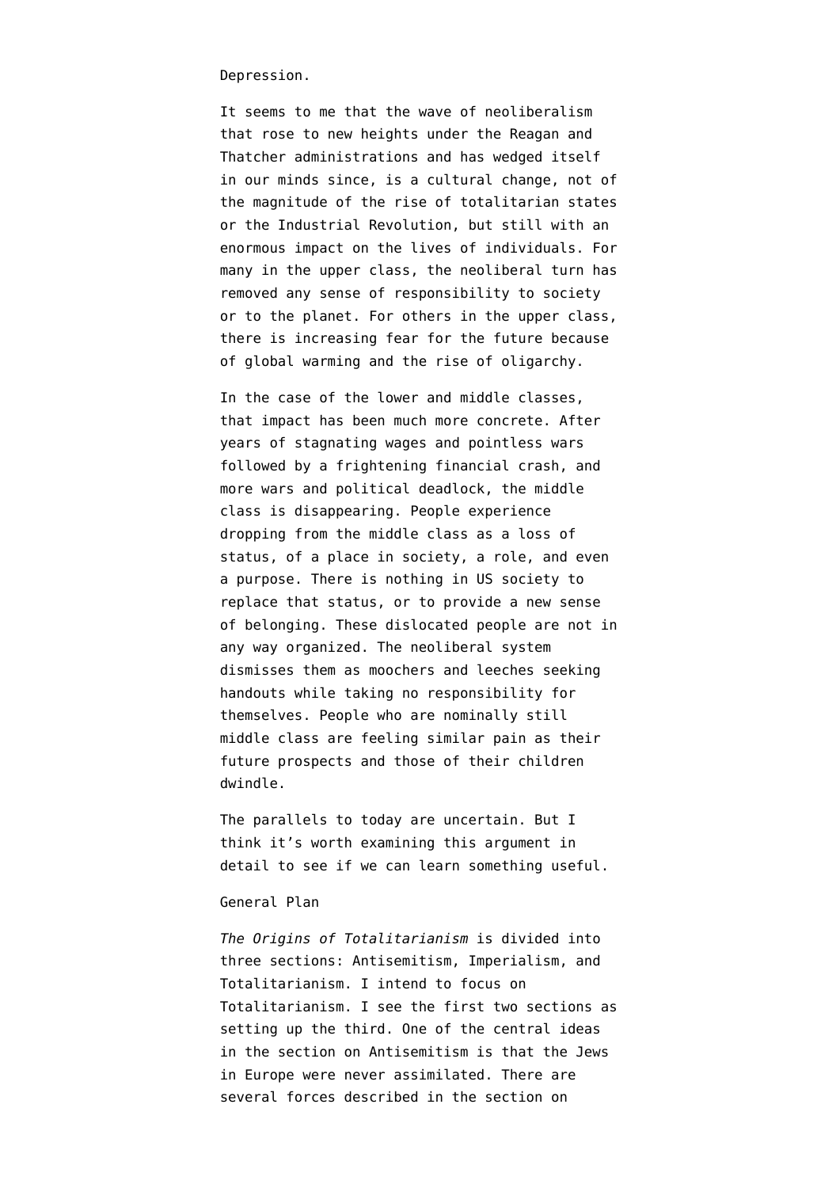Depression.

It seems to me that the wave of neoliberalism that rose to new heights under the Reagan and Thatcher administrations and has wedged itself in our minds since, is a cultural change, not of the magnitude of the rise of totalitarian states or the Industrial Revolution, but still with an enormous impact on the lives of individuals. For many in the upper class, the neoliberal turn has removed any sense of responsibility to society or to the planet. For others in the upper class, there is increasing fear for the future because of global warming and the rise of oligarchy.

In the case of the lower and middle classes, that impact has been much more concrete. After years of stagnating wages and pointless wars followed by a frightening financial crash, and more wars and political deadlock, the middle class is disappearing. People experience dropping from the middle class as a loss of status, of a place in society, a role, and even a purpose. There is nothing in US society to replace that status, or to provide a new sense of belonging. These dislocated people are not in any way organized. The neoliberal system dismisses them as moochers and leeches seeking handouts while taking no responsibility for themselves. People who are nominally still middle class are feeling similar pain as their future prospects and those of their children dwindle.

The parallels to today are uncertain. But I think it's worth examining this argument in detail to see if we can learn something useful.

## General Plan

*The Origins of Totalitarianism* is divided into three sections: Antisemitism, Imperialism, and Totalitarianism. I intend to focus on Totalitarianism. I see the first two sections as setting up the third. One of the central ideas in the section on Antisemitism is that the Jews in Europe were never assimilated. There are several forces described in the section on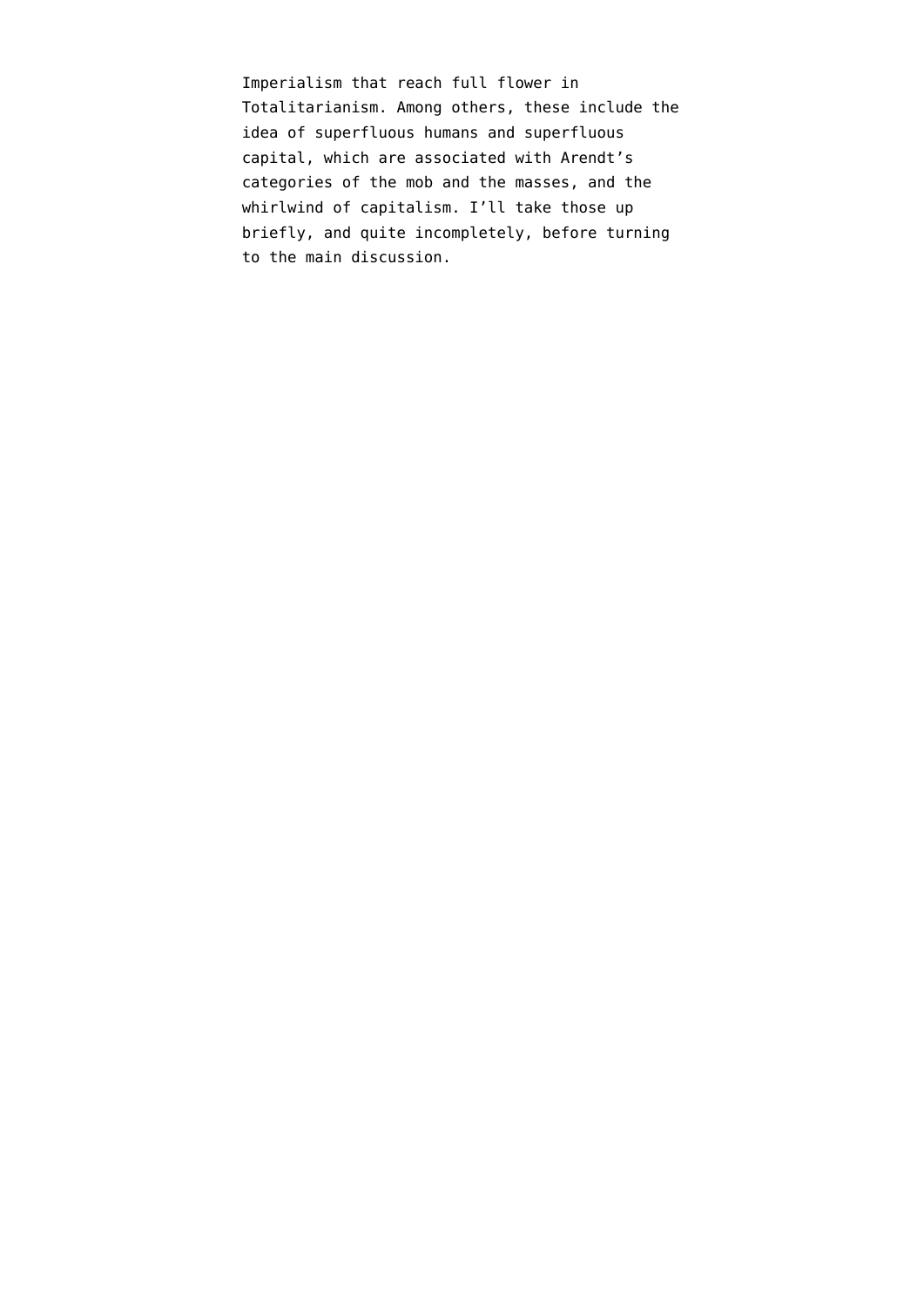Imperialism that reach full flower in Totalitarianism. Among others, these include the idea of superfluous humans and superfluous capital, which are associated with Arendt's categories of the mob and the masses, and the whirlwind of capitalism. I'll take those up briefly, and quite incompletely, before turning to the main discussion.